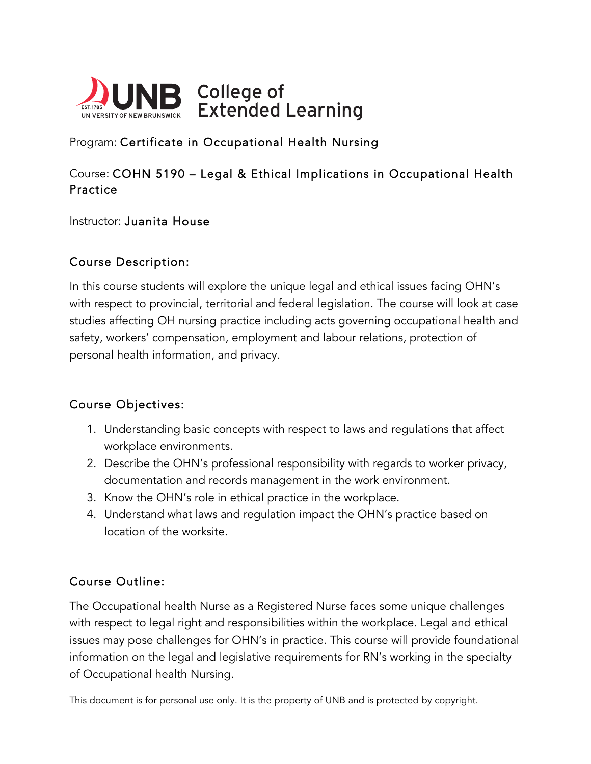UNB | College of Extended Learning

Program: Certificate in Occupational Health Nursing

Course: COHN 5190 – Legal & Ethical Implications in Occupational Health Practice

Instructor: Juanita House

## Course Description:

In this course students will explore the unique legal and ethical issues facing OHN's with respect to provincial, territorial and federal legislation. The course will look at case studies affecting OH nursing practice including acts governing occupational health and safety, workers' compensation, employment and labour relations, protection of personal health information, and privacy.

## Course Objectives:

1. Understanding basic concepts with respect to laws and regulations that affect workplace environments.
2. Describe the OHN's professional responsibility with regards to worker privacy, documentation and records management in the work environment.
3. Know the OHN's role in ethical practice in the workplace.
4. Understand what laws and regulation impact the OHN's practice based on location of the worksite.

## Course Outline:

The Occupational health Nurse as a Registered Nurse faces some unique challenges with respect to legal right and responsibilities within the workplace. Legal and ethical issues may pose challenges for OHN's in practice. This course will provide foundational information on the legal and legislative requirements for RN's working in the specialty of Occupational health Nursing.

This document is for personal use only. It is the property of UNB and is protected by copyright.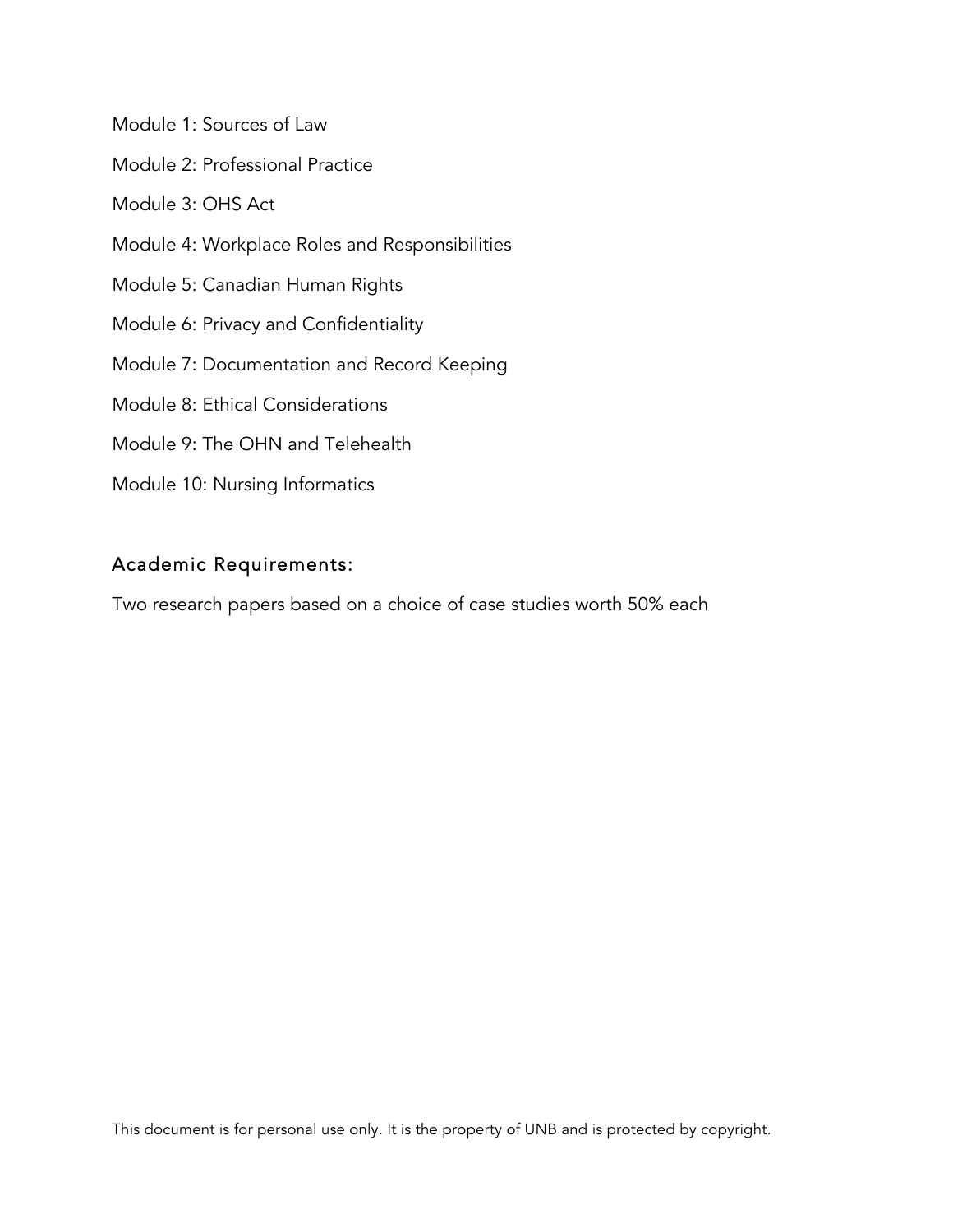Module 1: Sources of Law

Module 2: Professional Practice

Module 3: OHS Act

Module 4: Workplace Roles and Responsibilities

Module 5: Canadian Human Rights

Module 6: Privacy and Confidentiality

Module 7: Documentation and Record Keeping

Module 8: Ethical Considerations

Module 9: The OHN and Telehealth

Module 10: Nursing Informatics

## Academic Requirements:

Two research papers based on a choice of case studies worth 50% each

This document is for personal use only. It is the property of UNB and is protected by copyright.